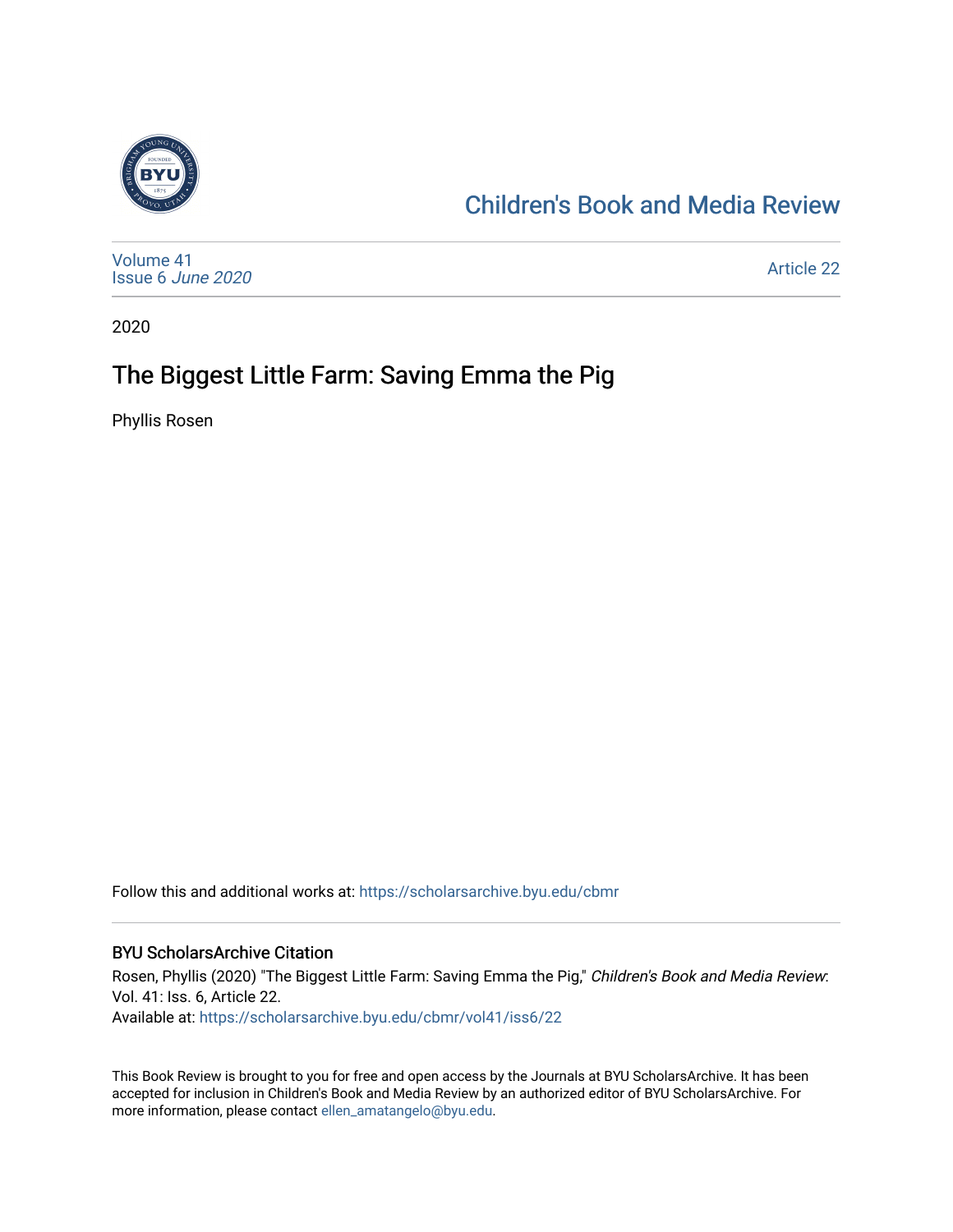Children's Book and Media Review

Volume 41
Issue 6 *June 2020*

Article 22

2020

# The Biggest Little Farm: Saving Emma the Pig

Phyllis Rosen

Follow this and additional works at: https://scholarsarchive.byu.edu/cbmr

## BYU ScholarsArchive Citation

Rosen, Phyllis (2020) "The Biggest Little Farm: Saving Emma the Pig," *Children's Book and Media Review*: Vol. 41: Iss. 6, Article 22.
Available at: https://scholarsarchive.byu.edu/cbmr/vol41/iss6/22

This Book Review is brought to you for free and open access by the Journals at BYU ScholarsArchive. It has been accepted for inclusion in Children's Book and Media Review by an authorized editor of BYU ScholarsArchive. For more information, please contact ellen_amatangelo@byu.edu.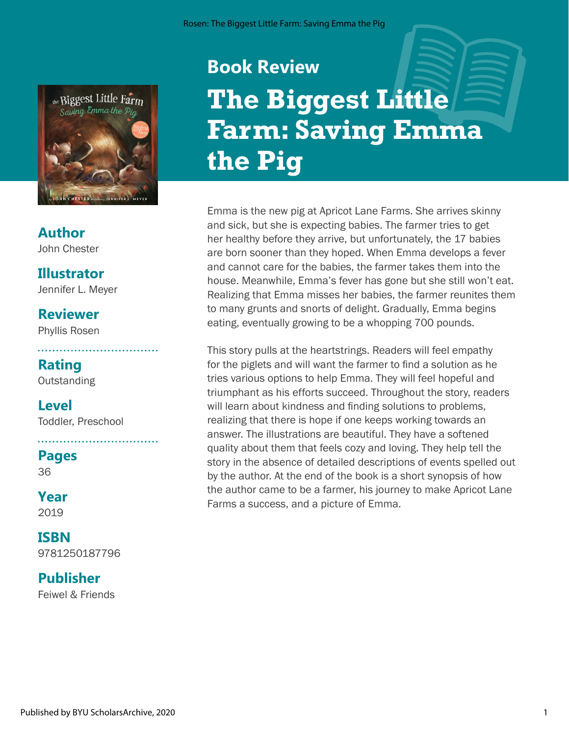## Book Review

# The Biggest Little Farm: Saving Emma the Pig

**Author**
John Chester

**Illustrator**
Jennifer L. Meyer

**Reviewer**
Phyllis Rosen

**Rating**
Outstanding

**Level**
Toddler, Preschool

**Pages**
36

**Year**
2019

**ISBN**
9781250187796

**Publisher**
Feiwel & Friends

Emma is the new pig at Apricot Lane Farms. She arrives skinny and sick, but she is expecting babies. The farmer tries to get her healthy before they arrive, but unfortunately, the 17 babies are born sooner than they hoped. When Emma develops a fever and cannot care for the babies, the farmer takes them into the house. Meanwhile, Emma's fever has gone but she still won't eat. Realizing that Emma misses her babies, the farmer reunites them to many grunts and snorts of delight. Gradually, Emma begins eating, eventually growing to be a whopping 700 pounds.

This story pulls at the heartstrings. Readers will feel empathy for the piglets and will want the farmer to find a solution as he tries various options to help Emma. They will feel hopeful and triumphant as his efforts succeed. Throughout the story, readers will learn about kindness and finding solutions to problems, realizing that there is hope if one keeps working towards an answer. The illustrations are beautiful. They have a softened quality about them that feels cozy and loving. They help tell the story in the absence of detailed descriptions of events spelled out by the author. At the end of the book is a short synopsis of how the author came to be a farmer, his journey to make Apricot Lane Farms a success, and a picture of Emma.